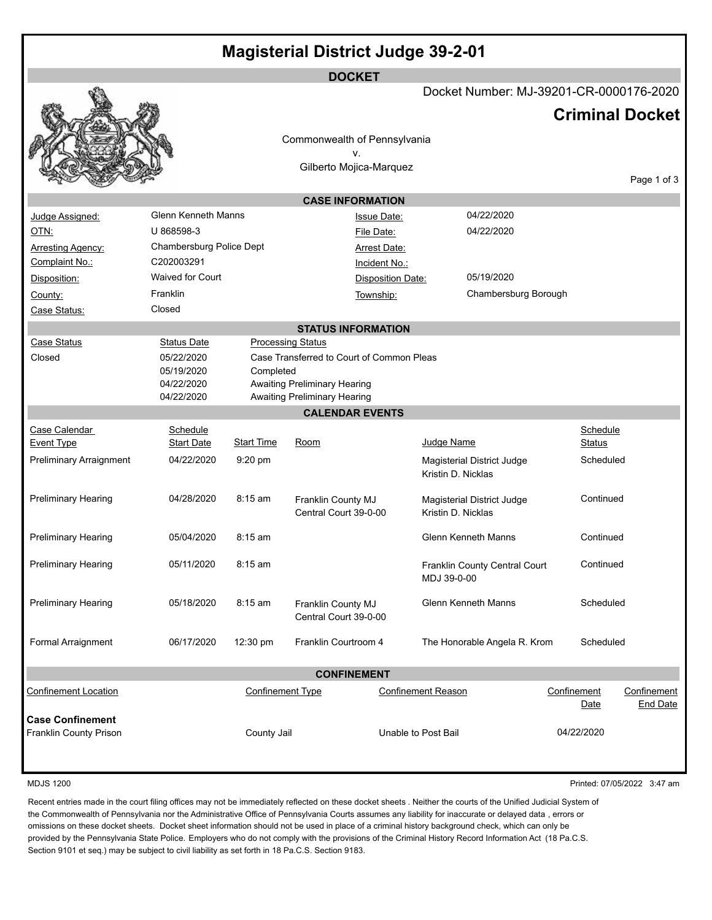# Magisterial District Judge 39-2-01

## DOCKET

Docket Number: MJ-39201-CR-0000176-2020

## Criminal Docket

Commonwealth of Pennsylvania
v.
Gilberto Mojica-Marquez

### CASE INFORMATION

| | | | |
|---|---|---|---|
| Judge Assigned: | Glenn Kenneth Manns | Issue Date: | 04/22/2020 |
| OTN: | U 868598-3 | File Date: | 04/22/2020 |
| Arresting Agency: | Chambersburg Police Dept | Arrest Date: | |
| Complaint No.: | C202003291 | Incident No.: | |
| Disposition: | Waived for Court | Disposition Date: | 05/19/2020 |
| County: | Franklin | Township: | Chambersburg Borough |
| Case Status: | Closed | | |

### STATUS INFORMATION

| Case Status | Status Date | Processing Status |
|---|---|---|
| Closed | 05/22/2020 | Case Transferred to Court of Common Pleas |
| | 05/19/2020 | Completed |
| | 04/22/2020 | Awaiting Preliminary Hearing |
| | 04/22/2020 | Awaiting Preliminary Hearing |

### CALENDAR EVENTS

| Case Calendar Event Type | Schedule Start Date | Start Time | Room | Judge Name | Schedule Status |
|---|---|---|---|---|---|
| Preliminary Arraignment | 04/22/2020 | 9:20 pm | | Magisterial District Judge Kristin D. Nicklas | Scheduled |
| Preliminary Hearing | 04/28/2020 | 8:15 am | Franklin County MJ Central Court 39-0-00 | Magisterial District Judge Kristin D. Nicklas | Continued |
| Preliminary Hearing | 05/04/2020 | 8:15 am | | Glenn Kenneth Manns | Continued |
| Preliminary Hearing | 05/11/2020 | 8:15 am | | Franklin County Central Court MDJ 39-0-00 | Continued |
| Preliminary Hearing | 05/18/2020 | 8:15 am | Franklin County MJ Central Court 39-0-00 | Glenn Kenneth Manns | Scheduled |
| Formal Arraignment | 06/17/2020 | 12:30 pm | Franklin Courtroom 4 | The Honorable Angela R. Krom | Scheduled |

### CONFINEMENT

| Confinement Location | Confinement Type | Confinement Reason | Confinement Date | Confinement End Date |
|---|---|---|---|---|
| **Case Confinement** | | | | |
| Franklin County Prison | County Jail | Unable to Post Bail | 04/22/2020 | |

MDJS 1200

Printed: 07/05/2022 3:47 am

Recent entries made in the court filing offices may not be immediately reflected on these docket sheets . Neither the courts of the Unified Judicial System of the Commonwealth of Pennsylvania nor the Administrative Office of Pennsylvania Courts assumes any liability for inaccurate or delayed data , errors or omissions on these docket sheets. Docket sheet information should not be used in place of a criminal history background check, which can only be provided by the Pennsylvania State Police. Employers who do not comply with the provisions of the Criminal History Record Information Act (18 Pa.C.S. Section 9101 et seq.) may be subject to civil liability as set forth in 18 Pa.C.S. Section 9183.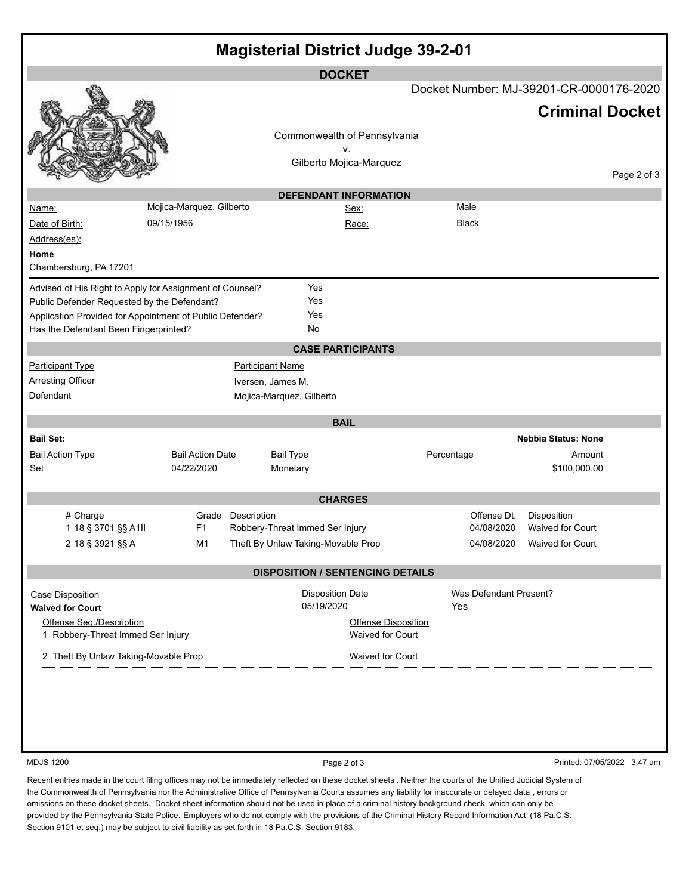# Magisterial District Judge 39-2-01

## DOCKET

Docket Number: MJ-39201-CR-0000176-2020

**Criminal Docket**

Commonwealth of Pennsylvania
v.
Gilberto Mojica-Marquez

### DEFENDANT INFORMATION

| | | | |
|---|---|---|---|
| Name: | Mojica-Marquez, Gilberto | Sex: | Male |
| Date of Birth: | 09/15/1956 | Race: | Black |

Address(es):

**Home**
Chambersburg, PA 17201

| | |
|---|---|
| Advised of His Right to Apply for Assignment of Counsel? | Yes |
| Public Defender Requested by the Defendant? | Yes |
| Application Provided for Appointment of Public Defender? | Yes |
| Has the Defendant Been Fingerprinted? | No |

### CASE PARTICIPANTS

| Participant Type | Participant Name |
|---|---|
| Arresting Officer | Iversen, James M. |
| Defendant | Mojica-Marquez, Gilberto |

### BAIL

**Bail Set:** **Nebbia Status: None**

| Bail Action Type | Bail Action Date | Bail Type | Percentage | Amount |
|---|---|---|---|---|
| Set | 04/22/2020 | Monetary | | $100,000.00 |

### CHARGES

| # | Charge | Grade | Description | Offense Dt. | Disposition |
|---|---|---|---|---|---|
| 1 | 18 § 3701 §§ A1II | F1 | Robbery-Threat Immed Ser Injury | 04/08/2020 | Waived for Court |
| 2 | 18 § 3921 §§ A | M1 | Theft By Unlaw Taking-Movable Prop | 04/08/2020 | Waived for Court |

### DISPOSITION / SENTENCING DETAILS

| Case Disposition | Disposition Date | Was Defendant Present? |
|---|---|---|
| **Waived for Court** | 05/19/2020 | Yes |

| Offense Seq./Description | Offense Disposition |
|---|---|
| 1 Robbery-Threat Immed Ser Injury | Waived for Court |
| 2 Theft By Unlaw Taking-Movable Prop | Waived for Court |

MDJS 1200 Printed: 07/05/2022 3:47 am

Recent entries made in the court filing offices may not be immediately reflected on these docket sheets . Neither the courts of the Unified Judicial System of the Commonwealth of Pennsylvania nor the Administrative Office of Pennsylvania Courts assumes any liability for inaccurate or delayed data , errors or omissions on these docket sheets. Docket sheet information should not be used in place of a criminal history background check, which can only be provided by the Pennsylvania State Police. Employers who do not comply with the provisions of the Criminal History Record Information Act (18 Pa.C.S. Section 9101 et seq.) may be subject to civil liability as set forth in 18 Pa.C.S. Section 9183.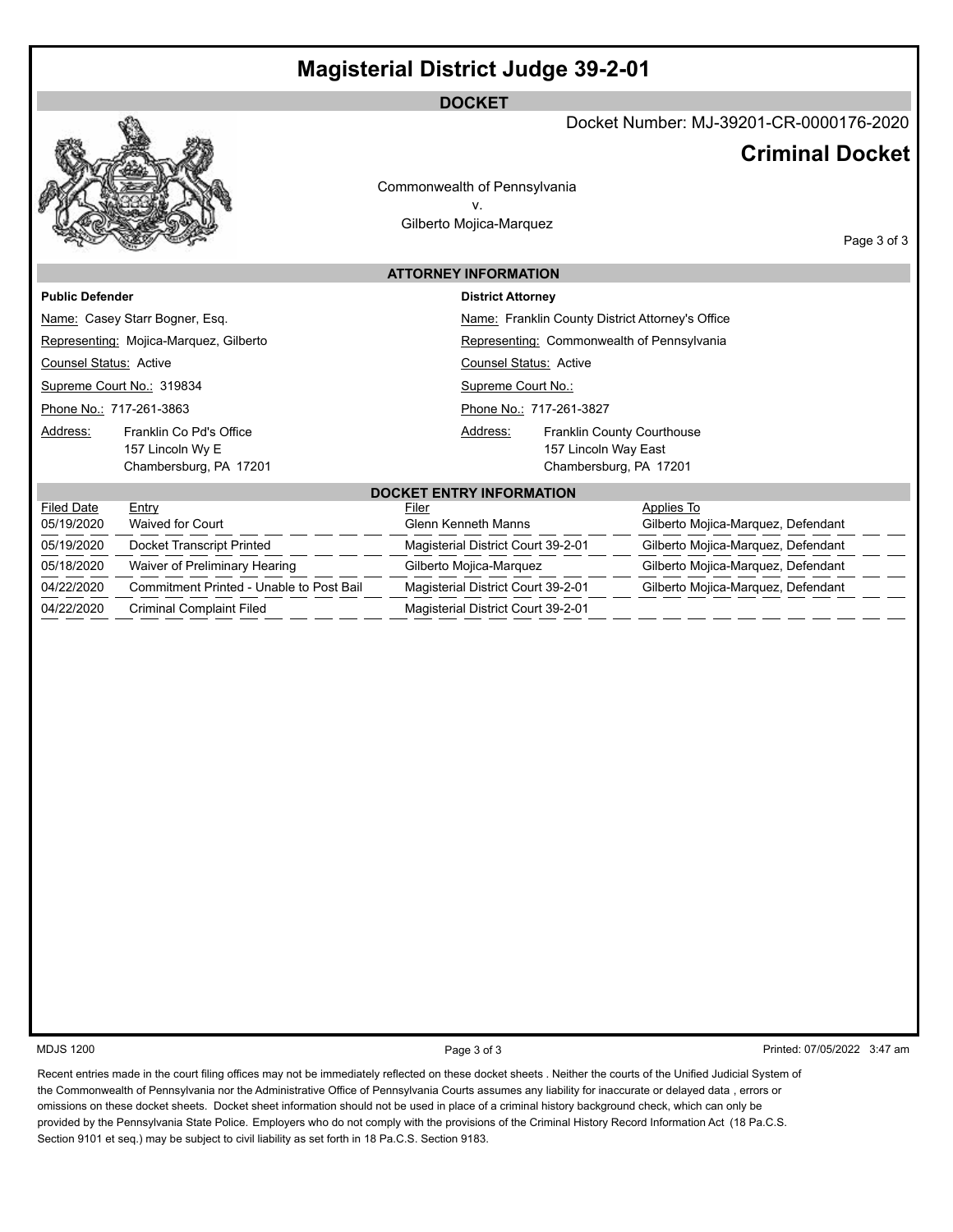# Magisterial District Judge 39-2-01

## DOCKET

Docket Number: MJ-39201-CR-0000176-2020

## Criminal Docket

Commonwealth of Pennsylvania
v.
Gilberto Mojica-Marquez

### ATTORNEY INFORMATION

**Public Defender**

Name: Casey Starr Bogner, Esq.
Representing: Mojica-Marquez, Gilberto
Counsel Status: Active
Supreme Court No.: 319834
Phone No.: 717-261-3863
Address: Franklin Co Pd's Office
157 Lincoln Wy E
Chambersburg, PA 17201

**District Attorney**

Name: Franklin County District Attorney's Office
Representing: Commonwealth of Pennsylvania
Counsel Status: Active
Supreme Court No.:
Phone No.: 717-261-3827
Address: Franklin County Courthouse
157 Lincoln Way East
Chambersburg, PA 17201

### DOCKET ENTRY INFORMATION

| Filed Date | Entry | Filer | Applies To |
|---|---|---|---|
| 05/19/2020 | Waived for Court | Glenn Kenneth Manns | Gilberto Mojica-Marquez, Defendant |
| 05/19/2020 | Docket Transcript Printed | Magisterial District Court 39-2-01 | Gilberto Mojica-Marquez, Defendant |
| 05/18/2020 | Waiver of Preliminary Hearing | Gilberto Mojica-Marquez | Gilberto Mojica-Marquez, Defendant |
| 04/22/2020 | Commitment Printed - Unable to Post Bail | Magisterial District Court 39-2-01 | Gilberto Mojica-Marquez, Defendant |
| 04/22/2020 | Criminal Complaint Filed | Magisterial District Court 39-2-01 | |

MDJS 1200

Printed: 07/05/2022 3:47 am

Recent entries made in the court filing offices may not be immediately reflected on these docket sheets . Neither the courts of the Unified Judicial System of the Commonwealth of Pennsylvania nor the Administrative Office of Pennsylvania Courts assumes any liability for inaccurate or delayed data , errors or omissions on these docket sheets. Docket sheet information should not be used in place of a criminal history background check, which can only be provided by the Pennsylvania State Police. Employers who do not comply with the provisions of the Criminal History Record Information Act (18 Pa.C.S. Section 9101 et seq.) may be subject to civil liability as set forth in 18 Pa.C.S. Section 9183.